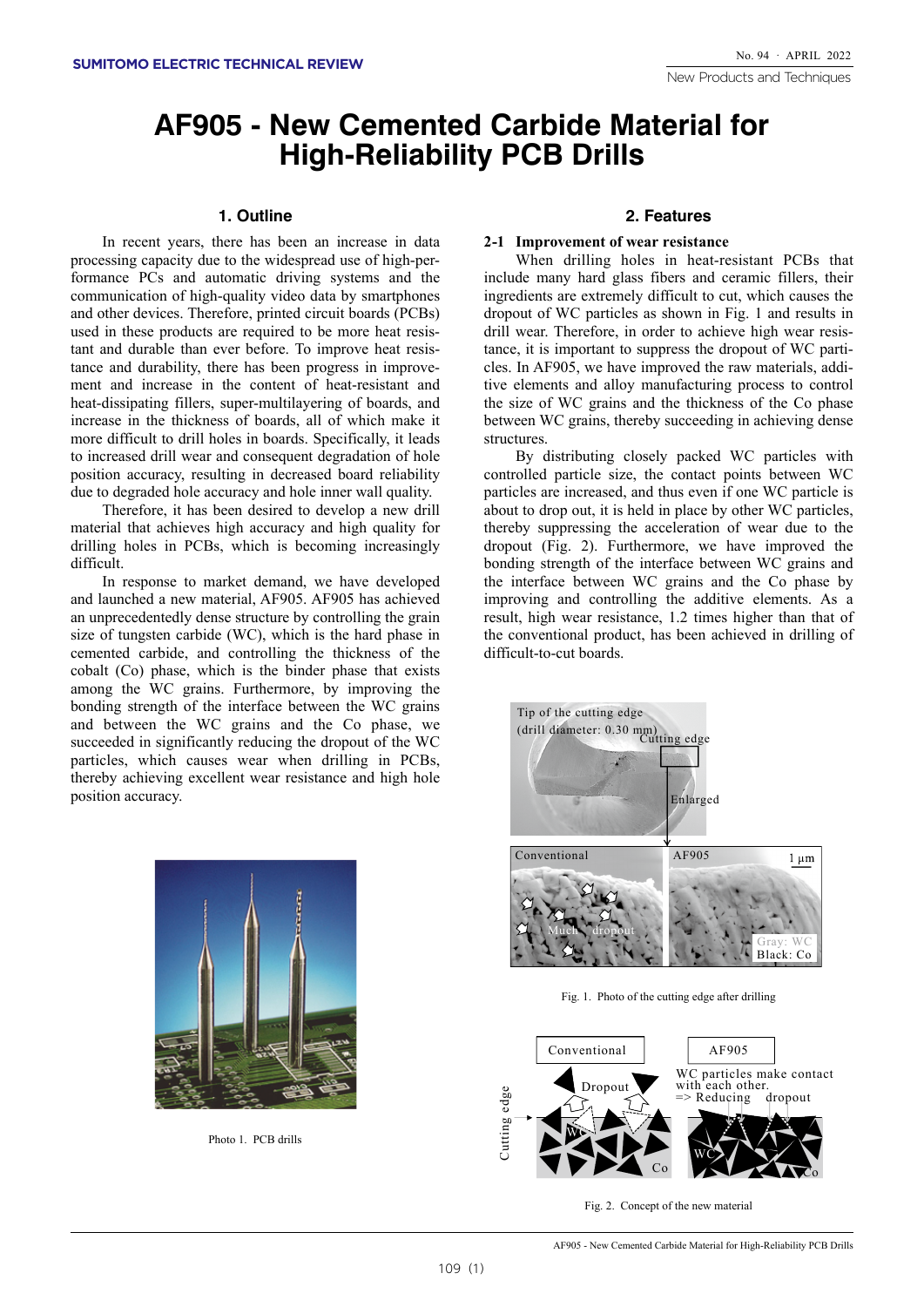# AF905 - New Cemented Carbide Material for High-Reliability PCB Drills

## 1. Outline

In recent years, there has been an increase in data processing capacity due to the widespread use of high-performance PCs and automatic driving systems and the communication of high-quality video data by smartphones and other devices. Therefore, printed circuit boards (PCBs) used in these products are required to be more heat resistant and durable than ever before. To improve heat resistance and durability, there has been progress in improvement and increase in the content of heat-resistant and heat-dissipating fillers, super-multilayering of boards, and increase in the thickness of boards, all of which make it more difficult to drill holes in boards. Specifically, it leads to increased drill wear and consequent degradation of hole position accuracy, resulting in decreased board reliability due to degraded hole accuracy and hole inner wall quality.

Therefore, it has been desired to develop a new drill material that achieves high accuracy and high quality for drilling holes in PCBs, which is becoming increasingly difficult.

In response to market demand, we have developed and launched a new material, AF905. AF905 has achieved an unprecedentedly dense structure by controlling the grain size of tungsten carbide (WC), which is the hard phase in cemented carbide, and controlling the thickness of the cobalt (Co) phase, which is the binder phase that exists among the WC grains. Furthermore, by improving the bonding strength of the interface between the WC grains and between the WC grains and the Co phase, we succeeded in significantly reducing the dropout of the WC particles, which causes wear when drilling in PCBs, thereby achieving excellent wear resistance and high hole position accuracy.

Photo 1. PCB drills

## 2. Features

### 2-1 Improvement of wear resistance

When drilling holes in heat-resistant PCBs that include many hard glass fibers and ceramic fillers, their ingredients are extremely difficult to cut, which causes the dropout of WC particles as shown in Fig. 1 and results in drill wear. Therefore, in order to achieve high wear resistance, it is important to suppress the dropout of WC particles. In AF905, we have improved the raw materials, additive elements and alloy manufacturing process to control the size of WC grains and the thickness of the Co phase between WC grains, thereby succeeding in achieving dense structures.

By distributing closely packed WC particles with controlled particle size, the contact points between WC particles are increased, and thus even if one WC particle is about to drop out, it is held in place by other WC particles, thereby suppressing the acceleration of wear due to the dropout (Fig. 2). Furthermore, we have improved the bonding strength of the interface between WC grains and the interface between WC grains and the Co phase by improving and controlling the additive elements. As a result, high wear resistance, 1.2 times higher than that of the conventional product, has been achieved in drilling of difficult-to-cut boards.

Fig. 1. Photo of the cutting edge after drilling

Fig. 2. Concept of the new material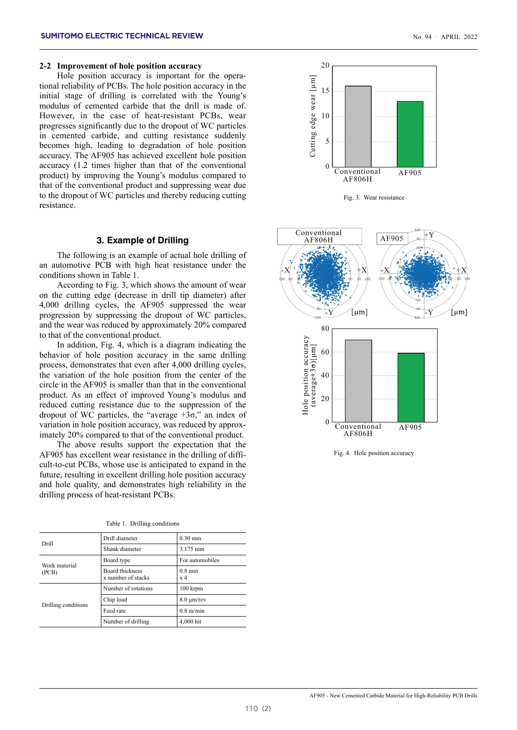### 2-2 Improvement of hole position accuracy

Hole position accuracy is important for the operational reliability of PCBs. The hole position accuracy in the initial stage of drilling is correlated with the Young's modulus of cemented carbide that the drill is made of. However, in the case of heat-resistant PCBs, wear progresses significantly due to the dropout of WC particles in cemented carbide, and cutting resistance suddenly becomes high, leading to degradation of hole position accuracy. The AF905 has achieved excellent hole position accuracy (1.2 times higher than that of the conventional product) by improving the Young's modulus compared to that of the conventional product and suppressing wear due to the dropout of WC particles and thereby reducing cutting resistance.

## 3. Example of Drilling

The following is an example of actual hole drilling of an automotive PCB with high heat resistance under the conditions shown in Table 1.

According to Fig. 3, which shows the amount of wear on the cutting edge (decrease in drill tip diameter) after 4,000 drilling cycles, the AF905 suppressed the wear progression by suppressing the dropout of WC particles, and the wear was reduced by approximately 20% compared to that of the conventional product.

In addition, Fig. 4, which is a diagram indicating the behavior of hole position accuracy in the same drilling process, demonstrates that even after 4,000 drilling cycles, the variation of the hole position from the center of the circle in the AF905 is smaller than that in the conventional product. As an effect of improved Young's modulus and reduced cutting resistance due to the suppression of the dropout of WC particles, the "average $+3\sigma$," an index of variation in hole position accuracy, was reduced by approximately 20% compared to that of the conventional product.

The above results support the expectation that the AF905 has excellent wear resistance in the drilling of difficult-to-cut PCBs, whose use is anticipated to expand in the future, resulting in excellent drilling hole position accuracy and hole quality, and demonstrates high reliability in the drilling process of heat-resistant PCBs.

Table 1. Drilling conditions

| | | |
|---|---|---|
| Drill | Drill diameter | 0.30 mm |
| | Shank diameter | 3.175 mm |
| Work material (PCB) | Board type | For automobiles |
| | Board thickness x number of stacks | 0.8 mm x 4 |
| Drilling conditions | Number of rotations | 100 krpm |
| | Chip load | 8.0 μm/rev |
| | Feed rate | 0.8 m/min |
| | Number of drilling | 4,000 hit |

Cutting edge wear [μm]
20
15
10
5
0
Conventional AF806H
AF905

Fig. 3. Wear resistance

Conventional AF806H
AF905
-X +X -Y +Y [μm]

Hole position accuracy (average+3σ)[μm]
80
60
40
20
0
Conventional AF806H
AF905

Fig. 4. Hole position accuracy